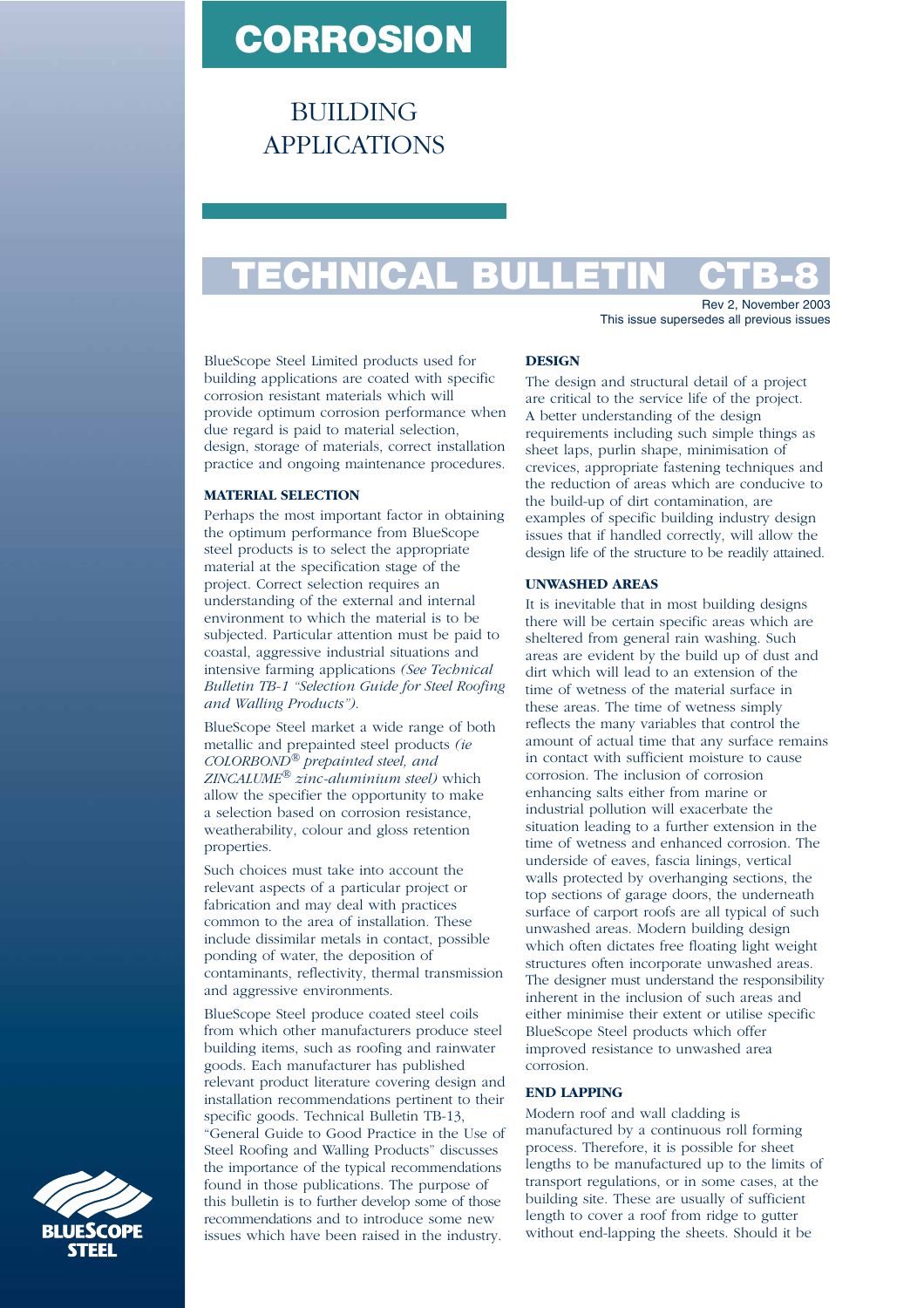# CORROSION

## BUILDING APPLICATIONS

# TECHNICAL BULLETIN CTB-8

Rev 2, November 2003
This issue supersedes all previous issues

BlueScope Steel Limited products used for building applications are coated with specific corrosion resistant materials which will provide optimum corrosion performance when due regard is paid to material selection, design, storage of materials, correct installation practice and ongoing maintenance procedures.

### MATERIAL SELECTION

Perhaps the most important factor in obtaining the optimum performance from BlueScope steel products is to select the appropriate material at the specification stage of the project. Correct selection requires an understanding of the external and internal environment to which the material is to be subjected. Particular attention must be paid to coastal, aggressive industrial situations and intensive farming applications *(See Technical Bulletin TB-1 "Selection Guide for Steel Roofing and Walling Products")*.

BlueScope Steel market a wide range of both metallic and prepainted steel products *(ie COLORBOND® prepainted steel, and ZINCALUME® zinc-aluminium steel)* which allow the specifier the opportunity to make a selection based on corrosion resistance, weatherability, colour and gloss retention properties.

Such choices must take into account the relevant aspects of a particular project or fabrication and may deal with practices common to the area of installation. These include dissimilar metals in contact, possible ponding of water, the deposition of contaminants, reflectivity, thermal transmission and aggressive environments.

BlueScope Steel produce coated steel coils from which other manufacturers produce steel building items, such as roofing and rainwater goods. Each manufacturer has published relevant product literature covering design and installation recommendations pertinent to their specific goods. Technical Bulletin TB-13, "General Guide to Good Practice in the Use of Steel Roofing and Walling Products" discusses the importance of the typical recommendations found in those publications. The purpose of this bulletin is to further develop some of those recommendations and to introduce some new issues which have been raised in the industry.

### DESIGN

The design and structural detail of a project are critical to the service life of the project. A better understanding of the design requirements including such simple things as sheet laps, purlin shape, minimisation of crevices, appropriate fastening techniques and the reduction of areas which are conducive to the build-up of dirt contamination, are examples of specific building industry design issues that if handled correctly, will allow the design life of the structure to be readily attained.

### UNWASHED AREAS

It is inevitable that in most building designs there will be certain specific areas which are sheltered from general rain washing. Such areas are evident by the build up of dust and dirt which will lead to an extension of the time of wetness of the material surface in these areas. The time of wetness simply reflects the many variables that control the amount of actual time that any surface remains in contact with sufficient moisture to cause corrosion. The inclusion of corrosion enhancing salts either from marine or industrial pollution will exacerbate the situation leading to a further extension in the time of wetness and enhanced corrosion. The underside of eaves, fascia linings, vertical walls protected by overhanging sections, the top sections of garage doors, the underneath surface of carport roofs are all typical of such unwashed areas. Modern building design which often dictates free floating light weight structures often incorporate unwashed areas. The designer must understand the responsibility inherent in the inclusion of such areas and either minimise their extent or utilise specific BlueScope Steel products which offer improved resistance to unwashed area corrosion.

### END LAPPING

Modern roof and wall cladding is manufactured by a continuous roll forming process. Therefore, it is possible for sheet lengths to be manufactured up to the limits of transport regulations, or in some cases, at the building site. These are usually of sufficient length to cover a roof from ridge to gutter without end-lapping the sheets. Should it be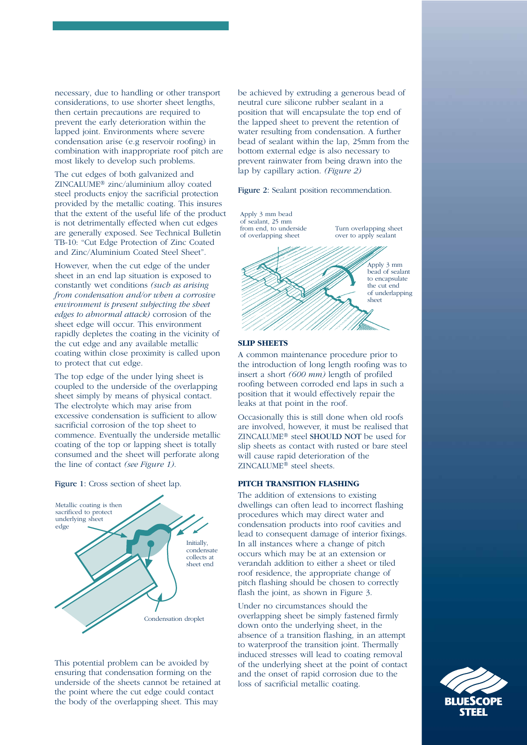necessary, due to handling or other transport considerations, to use shorter sheet lengths, then certain precautions are required to prevent the early deterioration within the lapped joint. Environments where severe condensation arise (e.g reservoir roofing) in combination with inappropriate roof pitch are most likely to develop such problems.

The cut edges of both galvanized and ZINCALUME® zinc/aluminium alloy coated steel products enjoy the sacrificial protection provided by the metallic coating. This insures that the extent of the useful life of the product is not detrimentally effected when cut edges are generally exposed. See Technical Bulletin TB-10: "Cut Edge Protection of Zinc Coated and Zinc/Aluminium Coated Steel Sheet".

However, when the cut edge of the under sheet in an end lap situation is exposed to constantly wet conditions *(such as arising from condensation and/or when a corrosive environment is present subjecting the sheet edges to abnormal attack)* corrosion of the sheet edge will occur. This environment rapidly depletes the coating in the vicinity of the cut edge and any available metallic coating within close proximity is called upon to protect that cut edge.

The top edge of the under lying sheet is coupled to the underside of the overlapping sheet simply by means of physical contact. The electrolyte which may arise from excessive condensation is sufficient to allow sacrificial corrosion of the top sheet to commence. Eventually the underside metallic coating of the top or lapping sheet is totally consumed and the sheet will perforate along the line of contact *(see Figure 1)*.

**Figure 1**: Cross section of sheet lap.

Metallic coating is then sacrificed to protect underlying sheet edge

Initially, condensate collects at sheet end

Condensation droplet

This potential problem can be avoided by ensuring that condensation forming on the underside of the sheets cannot be retained at the point where the cut edge could contact the body of the overlapping sheet. This may be achieved by extruding a generous bead of neutral cure silicone rubber sealant in a position that will encapsulate the top end of the lapped sheet to prevent the retention of water resulting from condensation. A further bead of sealant within the lap, 25mm from the bottom external edge is also necessary to prevent rainwater from being drawn into the lap by capillary action. *(Figure 2)*

**Figure 2**: Sealant position recommendation.

Apply 3 mm bead of sealant, 25 mm from end, to underside of overlapping sheet

Turn overlapping sheet over to apply sealant

Apply 3 mm bead of sealant to encapsulate the cut end of underlapping sheet

### SLIP SHEETS

A common maintenance procedure prior to the introduction of long length roofing was to insert a short *(600 mm)* length of profiled roofing between corroded end laps in such a position that it would effectively repair the leaks at that point in the roof.

Occasionally this is still done when old roofs are involved, however, it must be realised that ZINCALUME® steel **SHOULD NOT** be used for slip sheets as contact with rusted or bare steel will cause rapid deterioration of the ZINCALUME® steel sheets.

### PITCH TRANSITION FLASHING

The addition of extensions to existing dwellings can often lead to incorrect flashing procedures which may direct water and condensation products into roof cavities and lead to consequent damage of interior fixings. In all instances where a change of pitch occurs which may be at an extension or verandah addition to either a sheet or tiled roof residence, the appropriate change of pitch flashing should be chosen to correctly flash the joint, as shown in Figure 3.

Under no circumstances should the overlapping sheet be simply fastened firmly down onto the underlying sheet, in the absence of a transition flashing, in an attempt to waterproof the transition joint. Thermally induced stresses will lead to coating removal of the underlying sheet at the point of contact and the onset of rapid corrosion due to the loss of sacrificial metallic coating.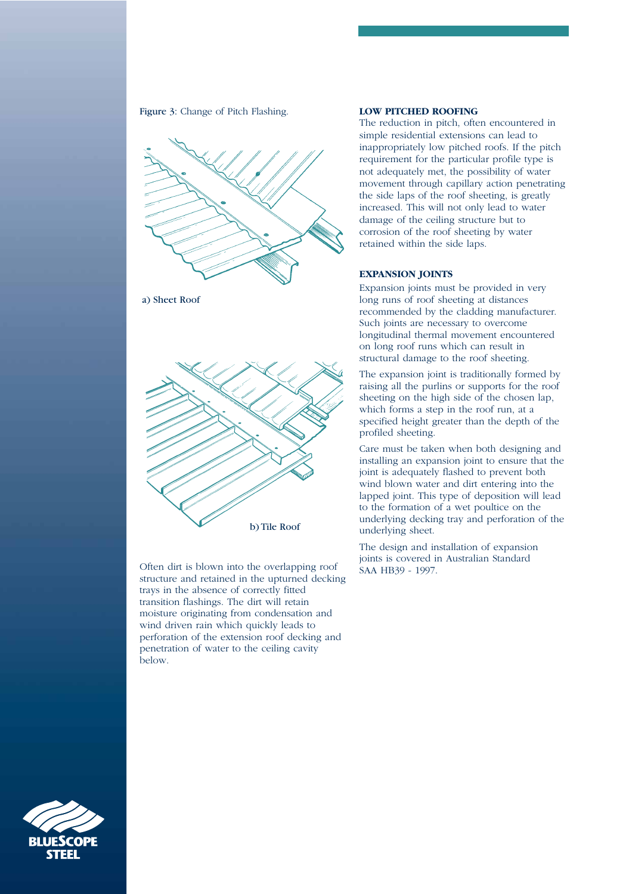Figure 3: Change of Pitch Flashing.

a) Sheet Roof

b) Tile Roof

Often dirt is blown into the overlapping roof structure and retained in the upturned decking trays in the absence of correctly fitted transition flashings. The dirt will retain moisture originating from condensation and wind driven rain which quickly leads to perforation of the extension roof decking and penetration of water to the ceiling cavity below.

**LOW PITCHED ROOFING**

The reduction in pitch, often encountered in simple residential extensions can lead to inappropriately low pitched roofs. If the pitch requirement for the particular profile type is not adequately met, the possibility of water movement through capillary action penetrating the side laps of the roof sheeting, is greatly increased. This will not only lead to water damage of the ceiling structure but to corrosion of the roof sheeting by water retained within the side laps.

**EXPANSION JOINTS**

Expansion joints must be provided in very long runs of roof sheeting at distances recommended by the cladding manufacturer. Such joints are necessary to overcome longitudinal thermal movement encountered on long roof runs which can result in structural damage to the roof sheeting.

The expansion joint is traditionally formed by raising all the purlins or supports for the roof sheeting on the high side of the chosen lap, which forms a step in the roof run, at a specified height greater than the depth of the profiled sheeting.

Care must be taken when both designing and installing an expansion joint to ensure that the joint is adequately flashed to prevent both wind blown water and dirt entering into the lapped joint. This type of deposition will lead to the formation of a wet poultice on the underlying decking tray and perforation of the underlying sheet.

The design and installation of expansion joints is covered in Australian Standard SAA HB39 - 1997.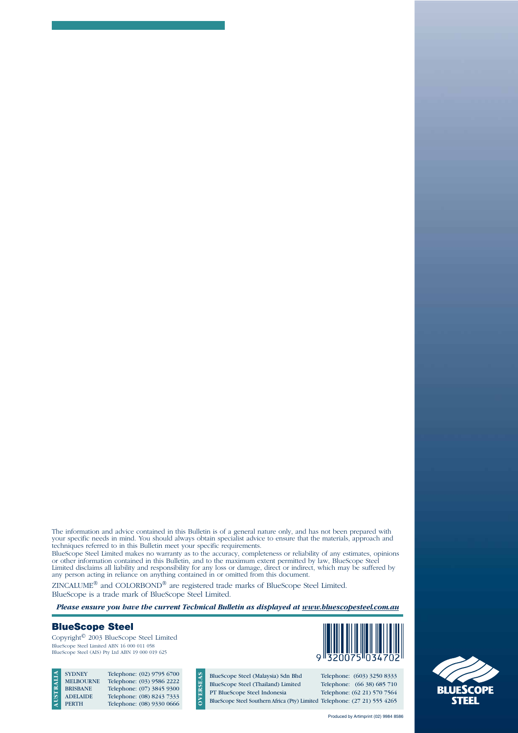The information and advice contained in this Bulletin is of a general nature only, and has not been prepared with your specific needs in mind. You should always obtain specialist advice to ensure that the materials, approach and techniques referred to in this Bulletin meet your specific requirements.

BlueScope Steel Limited makes no warranty as to the accuracy, completeness or reliability of any estimates, opinions or other information contained in this Bulletin, and to the maximum extent permitted by law, BlueScope Steel Limited disclaims all liability and responsibility for any loss or damage, direct or indirect, which may be suffered by any person acting in reliance on anything contained in or omitted from this document.

ZINCALUME® and COLORBOND® are registered trade marks of BlueScope Steel Limited.
BlueScope is a trade mark of BlueScope Steel Limited.

***Please ensure you have the current Technical Bulletin as displayed at www.bluescopesteel.com.au***

**BlueScope Steel**

Copyright© 2003 BlueScope Steel Limited
BlueScope Steel Limited ABN 16 000 011 058
BlueScope Steel (AIS) Pty Ltd ABN 19 000 019 625

9 320075 034702

**AUSTRALIA**

| | |
|---|---|
| SYDNEY | Telephone: (02) 9795 6700 |
| MELBOURNE | Telephone: (03) 9586 2222 |
| BRISBANE | Telephone: (07) 3845 9300 |
| ADELAIDE | Telephone: (08) 8243 7333 |
| PERTH | Telephone: (08) 9330 0666 |

**OVERSEAS**

| | |
|---|---|
| BlueScope Steel (Malaysia) Sdn Bhd | Telephone: (603) 3250 8333 |
| BlueScope Steel (Thailand) Limited | Telephone: (66 38) 685 710 |
| PT BlueScope Steel Indonesia | Telephone: (62 21) 570 7564 |
| BlueScope Steel Southern Africa (Pty) Limited | Telephone: (27 21) 555 4265 |

BLUESCOPE STEEL

Produced by Artimprint (02) 9984 8586